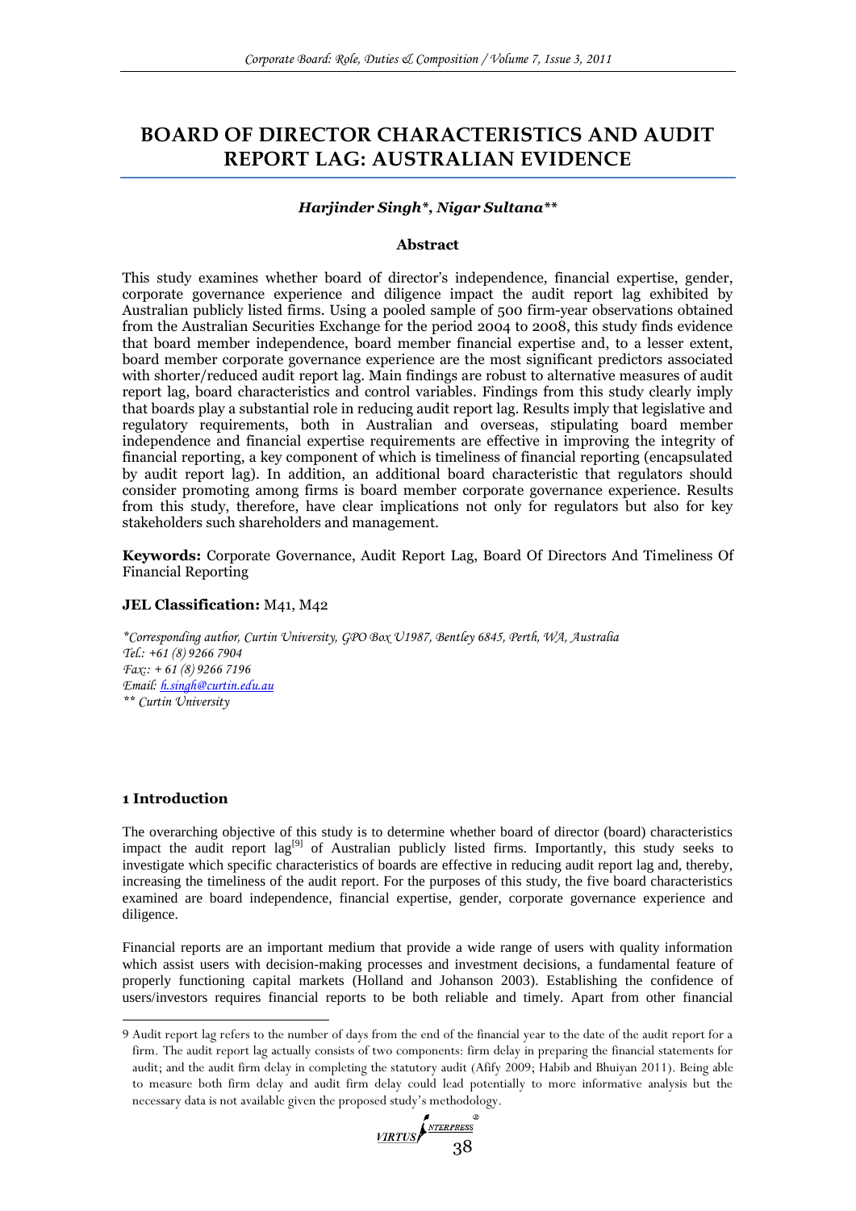# BOARD OF DIRECTOR CHARACTERISTICS AND AUDIT REPORT LAG: AUSTRALIAN EVIDENCE

***Harjinder Singh*, Nigar Sultana****

### Abstract

This study examines whether board of director's independence, financial expertise, gender, corporate governance experience and diligence impact the audit report lag exhibited by Australian publicly listed firms. Using a pooled sample of 500 firm-year observations obtained from the Australian Securities Exchange for the period 2004 to 2008, this study finds evidence that board member independence, board member financial expertise and, to a lesser extent, board member corporate governance experience are the most significant predictors associated with shorter/reduced audit report lag. Main findings are robust to alternative measures of audit report lag, board characteristics and control variables. Findings from this study clearly imply that boards play a substantial role in reducing audit report lag. Results imply that legislative and regulatory requirements, both in Australian and overseas, stipulating board member independence and financial expertise requirements are effective in improving the integrity of financial reporting, a key component of which is timeliness of financial reporting (encapsulated by audit report lag). In addition, an additional board characteristic that regulators should consider promoting among firms is board member corporate governance experience. Results from this study, therefore, have clear implications not only for regulators but also for key stakeholders such shareholders and management.

**Keywords:** Corporate Governance, Audit Report Lag, Board Of Directors And Timeliness Of Financial Reporting

**JEL Classification:** M41, M42

*\*Corresponding author, Curtin University, GPO Box U1987, Bentley 6845, Perth, WA, Australia*
*Tel.: +61 (8) 9266 7904*
*Fax:: + 61 (8) 9266 7196*
*Email: h.singh@curtin.edu.au*
*\*\* Curtin University*

## 1 Introduction

The overarching objective of this study is to determine whether board of director (board) characteristics impact the audit report lag[9] of Australian publicly listed firms. Importantly, this study seeks to investigate which specific characteristics of boards are effective in reducing audit report lag and, thereby, increasing the timeliness of the audit report. For the purposes of this study, the five board characteristics examined are board independence, financial expertise, gender, corporate governance experience and diligence.

Financial reports are an important medium that provide a wide range of users with quality information which assist users with decision-making processes and investment decisions, a fundamental feature of properly functioning capital markets (Holland and Johanson 2003). Establishing the confidence of users/investors requires financial reports to be both reliable and timely. Apart from other financial

---

9 Audit report lag refers to the number of days from the end of the financial year to the date of the audit report for a firm. The audit report lag actually consists of two components: firm delay in preparing the financial statements for audit; and the audit firm delay in completing the statutory audit (Afify 2009; Habib and Bhuiyan 2011). Being able to measure both firm delay and audit firm delay could lead potentially to more informative analysis but the necessary data is not available given the proposed study's methodology.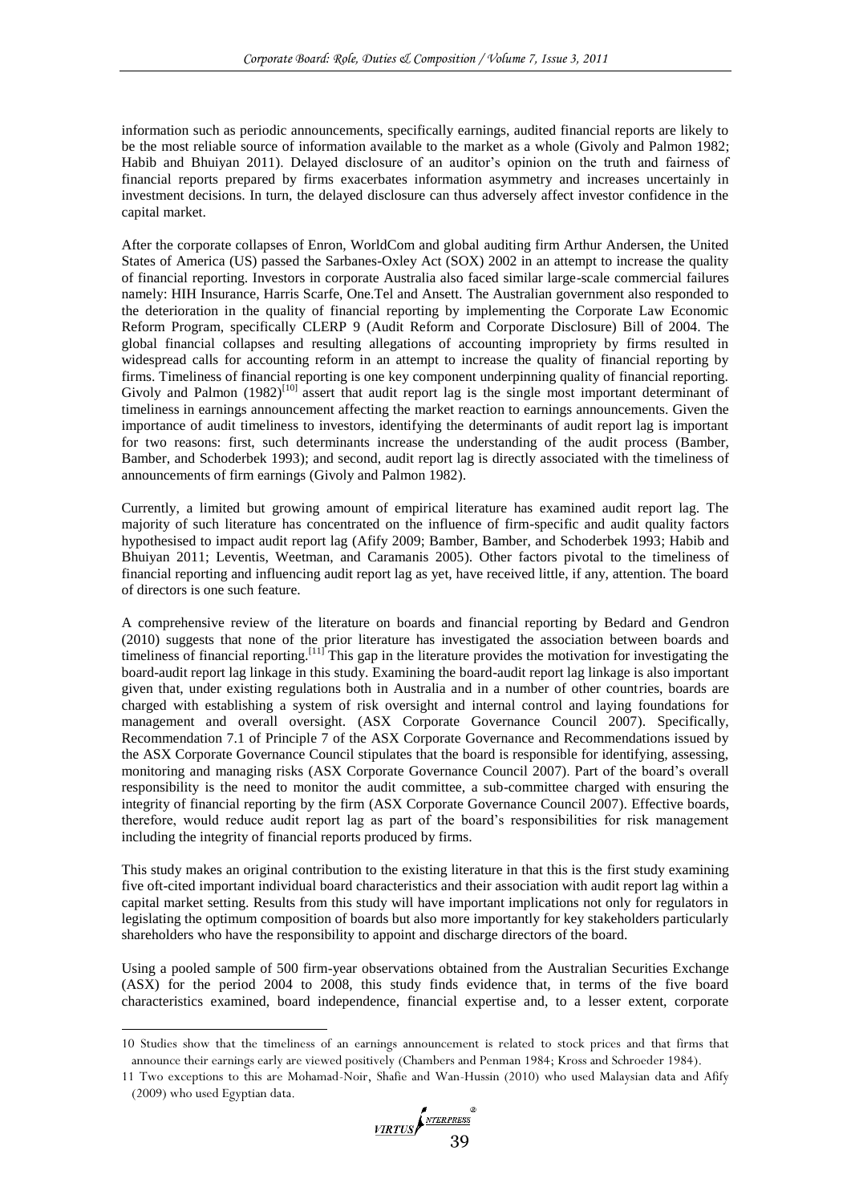information such as periodic announcements, specifically earnings, audited financial reports are likely to be the most reliable source of information available to the market as a whole (Givoly and Palmon 1982; Habib and Bhuiyan 2011). Delayed disclosure of an auditor's opinion on the truth and fairness of financial reports prepared by firms exacerbates information asymmetry and increases uncertainly in investment decisions. In turn, the delayed disclosure can thus adversely affect investor confidence in the capital market.

After the corporate collapses of Enron, WorldCom and global auditing firm Arthur Andersen, the United States of America (US) passed the Sarbanes-Oxley Act (SOX) 2002 in an attempt to increase the quality of financial reporting. Investors in corporate Australia also faced similar large-scale commercial failures namely: HIH Insurance, Harris Scarfe, One.Tel and Ansett. The Australian government also responded to the deterioration in the quality of financial reporting by implementing the Corporate Law Economic Reform Program, specifically CLERP 9 (Audit Reform and Corporate Disclosure) Bill of 2004. The global financial collapses and resulting allegations of accounting impropriety by firms resulted in widespread calls for accounting reform in an attempt to increase the quality of financial reporting by firms. Timeliness of financial reporting is one key component underpinning quality of financial reporting. Givoly and Palmon (1982)[10] assert that audit report lag is the single most important determinant of timeliness in earnings announcement affecting the market reaction to earnings announcements. Given the importance of audit timeliness to investors, identifying the determinants of audit report lag is important for two reasons: first, such determinants increase the understanding of the audit process (Bamber, Bamber, and Schoderbek 1993); and second, audit report lag is directly associated with the timeliness of announcements of firm earnings (Givoly and Palmon 1982).

Currently, a limited but growing amount of empirical literature has examined audit report lag. The majority of such literature has concentrated on the influence of firm-specific and audit quality factors hypothesised to impact audit report lag (Afify 2009; Bamber, Bamber, and Schoderbek 1993; Habib and Bhuiyan 2011; Leventis, Weetman, and Caramanis 2005). Other factors pivotal to the timeliness of financial reporting and influencing audit report lag as yet, have received little, if any, attention. The board of directors is one such feature.

A comprehensive review of the literature on boards and financial reporting by Bedard and Gendron (2010) suggests that none of the prior literature has investigated the association between boards and timeliness of financial reporting.[11] This gap in the literature provides the motivation for investigating the board-audit report lag linkage in this study. Examining the board-audit report lag linkage is also important given that, under existing regulations both in Australia and in a number of other countries, boards are charged with establishing a system of risk oversight and internal control and laying foundations for management and overall oversight. (ASX Corporate Governance Council 2007). Specifically, Recommendation 7.1 of Principle 7 of the ASX Corporate Governance and Recommendations issued by the ASX Corporate Governance Council stipulates that the board is responsible for identifying, assessing, monitoring and managing risks (ASX Corporate Governance Council 2007). Part of the board's overall responsibility is the need to monitor the audit committee, a sub-committee charged with ensuring the integrity of financial reporting by the firm (ASX Corporate Governance Council 2007). Effective boards, therefore, would reduce audit report lag as part of the board's responsibilities for risk management including the integrity of financial reports produced by firms.

This study makes an original contribution to the existing literature in that this is the first study examining five oft-cited important individual board characteristics and their association with audit report lag within a capital market setting. Results from this study will have important implications not only for regulators in legislating the optimum composition of boards but also more importantly for key stakeholders particularly shareholders who have the responsibility to appoint and discharge directors of the board.

Using a pooled sample of 500 firm-year observations obtained from the Australian Securities Exchange (ASX) for the period 2004 to 2008, this study finds evidence that, in terms of the five board characteristics examined, board independence, financial expertise and, to a lesser extent, corporate

---

10 Studies show that the timeliness of an earnings announcement is related to stock prices and that firms that announce their earnings early are viewed positively (Chambers and Penman 1984; Kross and Schroeder 1984).

11 Two exceptions to this are Mohamad-Noir, Shafie and Wan-Hussin (2010) who used Malaysian data and Afify (2009) who used Egyptian data.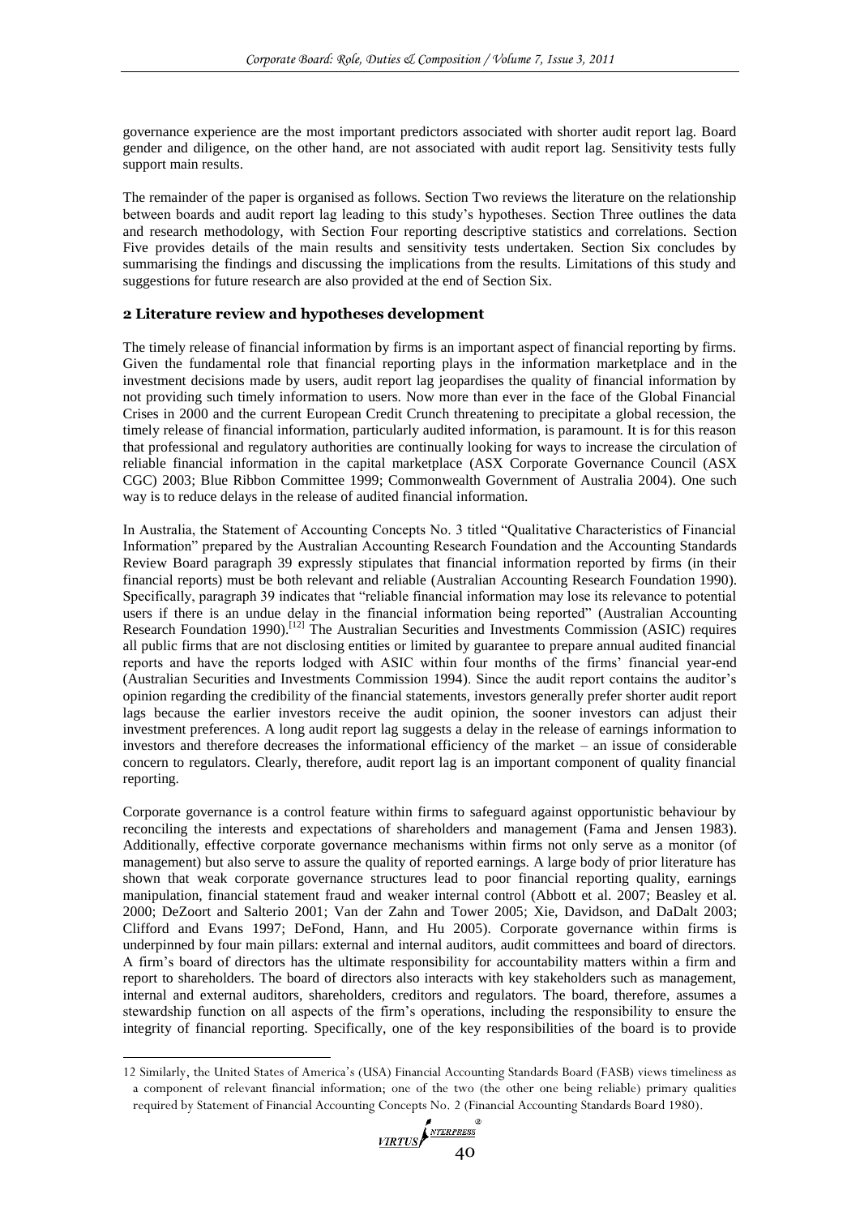governance experience are the most important predictors associated with shorter audit report lag. Board gender and diligence, on the other hand, are not associated with audit report lag. Sensitivity tests fully support main results.

The remainder of the paper is organised as follows. Section Two reviews the literature on the relationship between boards and audit report lag leading to this study's hypotheses. Section Three outlines the data and research methodology, with Section Four reporting descriptive statistics and correlations. Section Five provides details of the main results and sensitivity tests undertaken. Section Six concludes by summarising the findings and discussing the implications from the results. Limitations of this study and suggestions for future research are also provided at the end of Section Six.

## 2 Literature review and hypotheses development

The timely release of financial information by firms is an important aspect of financial reporting by firms. Given the fundamental role that financial reporting plays in the information marketplace and in the investment decisions made by users, audit report lag jeopardises the quality of financial information by not providing such timely information to users. Now more than ever in the face of the Global Financial Crises in 2000 and the current European Credit Crunch threatening to precipitate a global recession, the timely release of financial information, particularly audited information, is paramount. It is for this reason that professional and regulatory authorities are continually looking for ways to increase the circulation of reliable financial information in the capital marketplace (ASX Corporate Governance Council (ASX CGC) 2003; Blue Ribbon Committee 1999; Commonwealth Government of Australia 2004). One such way is to reduce delays in the release of audited financial information.

In Australia, the Statement of Accounting Concepts No. 3 titled "Qualitative Characteristics of Financial Information" prepared by the Australian Accounting Research Foundation and the Accounting Standards Review Board paragraph 39 expressly stipulates that financial information reported by firms (in their financial reports) must be both relevant and reliable (Australian Accounting Research Foundation 1990). Specifically, paragraph 39 indicates that "reliable financial information may lose its relevance to potential users if there is an undue delay in the financial information being reported" (Australian Accounting Research Foundation 1990).[12] The Australian Securities and Investments Commission (ASIC) requires all public firms that are not disclosing entities or limited by guarantee to prepare annual audited financial reports and have the reports lodged with ASIC within four months of the firms' financial year-end (Australian Securities and Investments Commission 1994). Since the audit report contains the auditor's opinion regarding the credibility of the financial statements, investors generally prefer shorter audit report lags because the earlier investors receive the audit opinion, the sooner investors can adjust their investment preferences. A long audit report lag suggests a delay in the release of earnings information to investors and therefore decreases the informational efficiency of the market – an issue of considerable concern to regulators. Clearly, therefore, audit report lag is an important component of quality financial reporting.

Corporate governance is a control feature within firms to safeguard against opportunistic behaviour by reconciling the interests and expectations of shareholders and management (Fama and Jensen 1983). Additionally, effective corporate governance mechanisms within firms not only serve as a monitor (of management) but also serve to assure the quality of reported earnings. A large body of prior literature has shown that weak corporate governance structures lead to poor financial reporting quality, earnings manipulation, financial statement fraud and weaker internal control (Abbott et al. 2007; Beasley et al. 2000; DeZoort and Salterio 2001; Van der Zahn and Tower 2005; Xie, Davidson, and DaDalt 2003; Clifford and Evans 1997; DeFond, Hann, and Hu 2005). Corporate governance within firms is underpinned by four main pillars: external and internal auditors, audit committees and board of directors. A firm's board of directors has the ultimate responsibility for accountability matters within a firm and report to shareholders. The board of directors also interacts with key stakeholders such as management, internal and external auditors, shareholders, creditors and regulators. The board, therefore, assumes a stewardship function on all aspects of the firm's operations, including the responsibility to ensure the integrity of financial reporting. Specifically, one of the key responsibilities of the board is to provide

12 Similarly, the United States of America's (USA) Financial Accounting Standards Board (FASB) views timeliness as a component of relevant financial information; one of the two (the other one being reliable) primary qualities required by Statement of Financial Accounting Concepts No. 2 (Financial Accounting Standards Board 1980).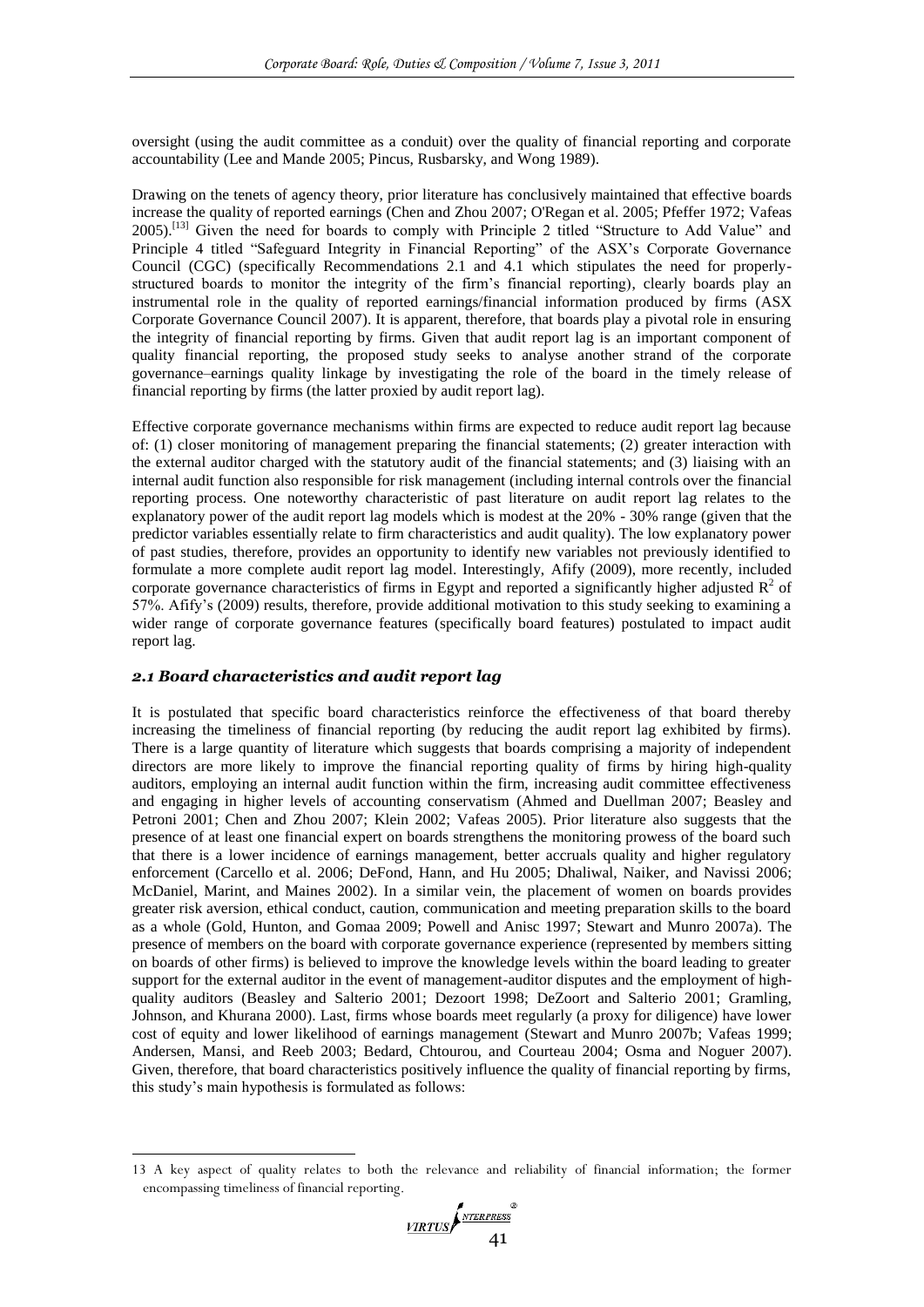oversight (using the audit committee as a conduit) over the quality of financial reporting and corporate accountability (Lee and Mande 2005; Pincus, Rusbarsky, and Wong 1989).

Drawing on the tenets of agency theory, prior literature has conclusively maintained that effective boards increase the quality of reported earnings (Chen and Zhou 2007; O'Regan et al. 2005; Pfeffer 1972; Vafeas 2005).[13] Given the need for boards to comply with Principle 2 titled "Structure to Add Value" and Principle 4 titled "Safeguard Integrity in Financial Reporting" of the ASX's Corporate Governance Council (CGC) (specifically Recommendations 2.1 and 4.1 which stipulates the need for properly-structured boards to monitor the integrity of the firm's financial reporting), clearly boards play an instrumental role in the quality of reported earnings/financial information produced by firms (ASX Corporate Governance Council 2007). It is apparent, therefore, that boards play a pivotal role in ensuring the integrity of financial reporting by firms. Given that audit report lag is an important component of quality financial reporting, the proposed study seeks to analyse another strand of the corporate governance–earnings quality linkage by investigating the role of the board in the timely release of financial reporting by firms (the latter proxied by audit report lag).

Effective corporate governance mechanisms within firms are expected to reduce audit report lag because of: (1) closer monitoring of management preparing the financial statements; (2) greater interaction with the external auditor charged with the statutory audit of the financial statements; and (3) liaising with an internal audit function also responsible for risk management (including internal controls over the financial reporting process. One noteworthy characteristic of past literature on audit report lag relates to the explanatory power of the audit report lag models which is modest at the 20% - 30% range (given that the predictor variables essentially relate to firm characteristics and audit quality). The low explanatory power of past studies, therefore, provides an opportunity to identify new variables not previously identified to formulate a more complete audit report lag model. Interestingly, Afify (2009), more recently, included corporate governance characteristics of firms in Egypt and reported a significantly higher adjusted $R^2$ of 57%. Afify's (2009) results, therefore, provide additional motivation to this study seeking to examining a wider range of corporate governance features (specifically board features) postulated to impact audit report lag.

### *2.1 Board characteristics and audit report lag*

It is postulated that specific board characteristics reinforce the effectiveness of that board thereby increasing the timeliness of financial reporting (by reducing the audit report lag exhibited by firms). There is a large quantity of literature which suggests that boards comprising a majority of independent directors are more likely to improve the financial reporting quality of firms by hiring high-quality auditors, employing an internal audit function within the firm, increasing audit committee effectiveness and engaging in higher levels of accounting conservatism (Ahmed and Duellman 2007; Beasley and Petroni 2001; Chen and Zhou 2007; Klein 2002; Vafeas 2005). Prior literature also suggests that the presence of at least one financial expert on boards strengthens the monitoring prowess of the board such that there is a lower incidence of earnings management, better accruals quality and higher regulatory enforcement (Carcello et al. 2006; DeFond, Hann, and Hu 2005; Dhaliwal, Naiker, and Navissi 2006; McDaniel, Marint, and Maines 2002). In a similar vein, the placement of women on boards provides greater risk aversion, ethical conduct, caution, communication and meeting preparation skills to the board as a whole (Gold, Hunton, and Gomaa 2009; Powell and Anisc 1997; Stewart and Munro 2007a). The presence of members on the board with corporate governance experience (represented by members sitting on boards of other firms) is believed to improve the knowledge levels within the board leading to greater support for the external auditor in the event of management-auditor disputes and the employment of high-quality auditors (Beasley and Salterio 2001; Dezoort 1998; DeZoort and Salterio 2001; Gramling, Johnson, and Khurana 2000). Last, firms whose boards meet regularly (a proxy for diligence) have lower cost of equity and lower likelihood of earnings management (Stewart and Munro 2007b; Vafeas 1999; Andersen, Mansi, and Reeb 2003; Bedard, Chtourou, and Courteau 2004; Osma and Noguer 2007). Given, therefore, that board characteristics positively influence the quality of financial reporting by firms, this study's main hypothesis is formulated as follows:

---

13 A key aspect of quality relates to both the relevance and reliability of financial information; the former encompassing timeliness of financial reporting.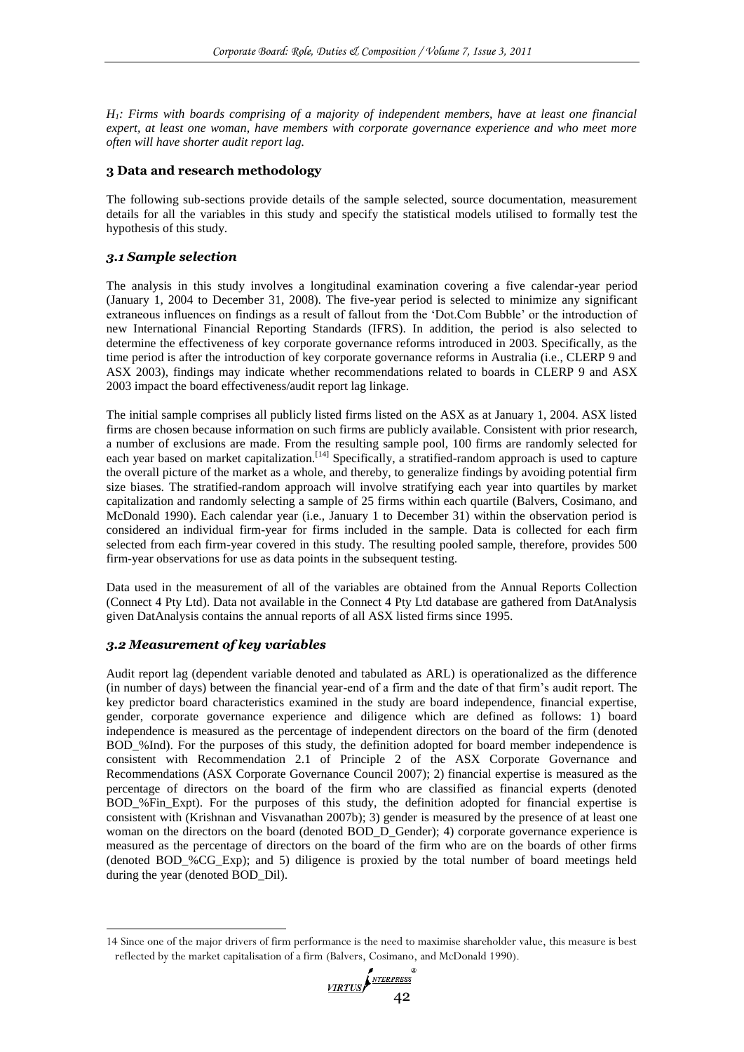*$H_1$: Firms with boards comprising of a majority of independent members, have at least one financial expert, at least one woman, have members with corporate governance experience and who meet more often will have shorter audit report lag.*

## 3 Data and research methodology

The following sub-sections provide details of the sample selected, source documentation, measurement details for all the variables in this study and specify the statistical models utilised to formally test the hypothesis of this study.

### *3.1 Sample selection*

The analysis in this study involves a longitudinal examination covering a five calendar-year period (January 1, 2004 to December 31, 2008). The five-year period is selected to minimize any significant extraneous influences on findings as a result of fallout from the 'Dot.Com Bubble' or the introduction of new International Financial Reporting Standards (IFRS). In addition, the period is also selected to determine the effectiveness of key corporate governance reforms introduced in 2003. Specifically, as the time period is after the introduction of key corporate governance reforms in Australia (i.e., CLERP 9 and ASX 2003), findings may indicate whether recommendations related to boards in CLERP 9 and ASX 2003 impact the board effectiveness/audit report lag linkage.

The initial sample comprises all publicly listed firms listed on the ASX as at January 1, 2004. ASX listed firms are chosen because information on such firms are publicly available. Consistent with prior research, a number of exclusions are made. From the resulting sample pool, 100 firms are randomly selected for each year based on market capitalization.[14] Specifically, a stratified-random approach is used to capture the overall picture of the market as a whole, and thereby, to generalize findings by avoiding potential firm size biases. The stratified-random approach will involve stratifying each year into quartiles by market capitalization and randomly selecting a sample of 25 firms within each quartile (Balvers, Cosimano, and McDonald 1990). Each calendar year (i.e., January 1 to December 31) within the observation period is considered an individual firm-year for firms included in the sample. Data is collected for each firm selected from each firm-year covered in this study. The resulting pooled sample, therefore, provides 500 firm-year observations for use as data points in the subsequent testing.

Data used in the measurement of all of the variables are obtained from the Annual Reports Collection (Connect 4 Pty Ltd). Data not available in the Connect 4 Pty Ltd database are gathered from DatAnalysis given DatAnalysis contains the annual reports of all ASX listed firms since 1995.

### *3.2 Measurement of key variables*

Audit report lag (dependent variable denoted and tabulated as ARL) is operationalized as the difference (in number of days) between the financial year-end of a firm and the date of that firm's audit report. The key predictor board characteristics examined in the study are board independence, financial expertise, gender, corporate governance experience and diligence which are defined as follows: 1) board independence is measured as the percentage of independent directors on the board of the firm (denoted BOD_%Ind). For the purposes of this study, the definition adopted for board member independence is consistent with Recommendation 2.1 of Principle 2 of the ASX Corporate Governance and Recommendations (ASX Corporate Governance Council 2007); 2) financial expertise is measured as the percentage of directors on the board of the firm who are classified as financial experts (denoted BOD_%Fin_Expt). For the purposes of this study, the definition adopted for financial expertise is consistent with (Krishnan and Visvanathan 2007b); 3) gender is measured by the presence of at least one woman on the directors on the board (denoted BOD_D_Gender); 4) corporate governance experience is measured as the percentage of directors on the board of the firm who are on the boards of other firms (denoted BOD_%CG_Exp); and 5) diligence is proxied by the total number of board meetings held during the year (denoted BOD_Dil).

---

14 Since one of the major drivers of firm performance is the need to maximise shareholder value, this measure is best reflected by the market capitalisation of a firm (Balvers, Cosimano, and McDonald 1990).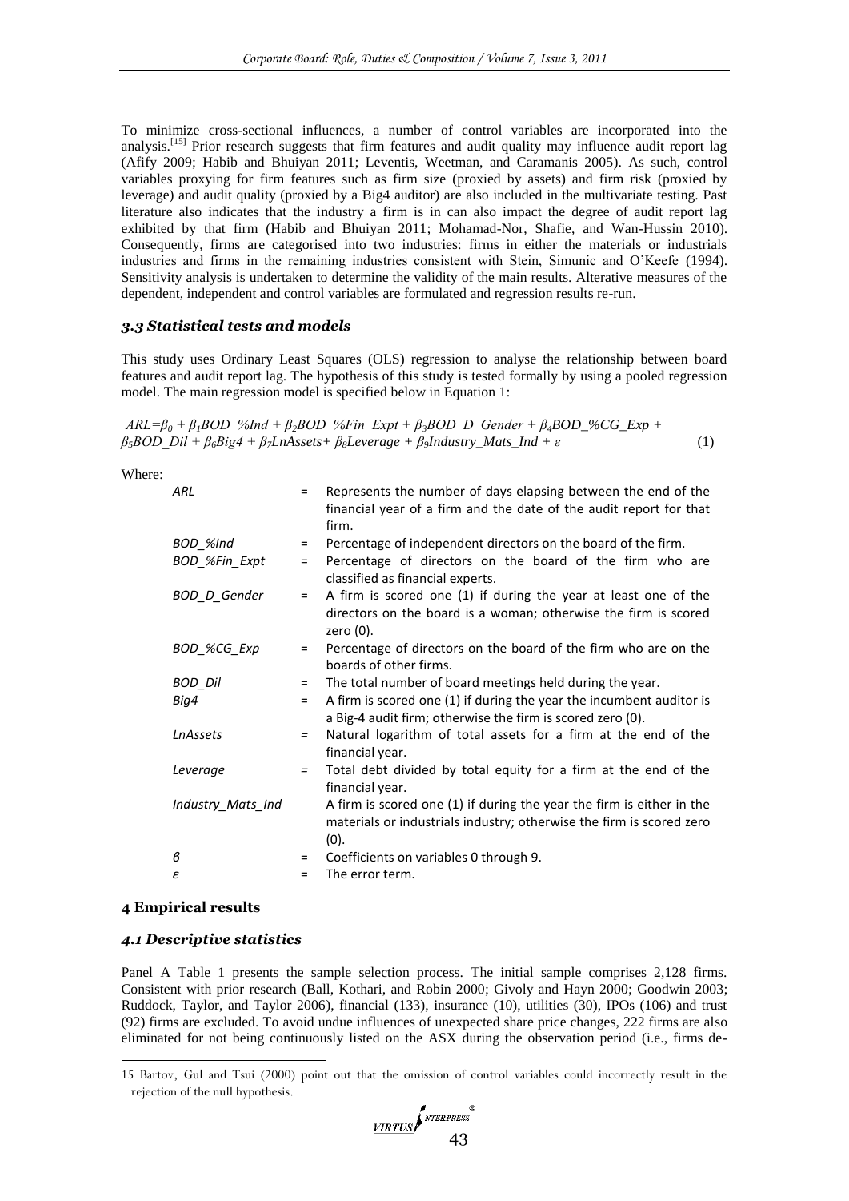To minimize cross-sectional influences, a number of control variables are incorporated into the analysis.[15] Prior research suggests that firm features and audit quality may influence audit report lag (Afify 2009; Habib and Bhuiyan 2011; Leventis, Weetman, and Caramanis 2005). As such, control variables proxying for firm features such as firm size (proxied by assets) and firm risk (proxied by leverage) and audit quality (proxied by a Big4 auditor) are also included in the multivariate testing. Past literature also indicates that the industry a firm is in can also impact the degree of audit report lag exhibited by that firm (Habib and Bhuiyan 2011; Mohamad-Nor, Shafie, and Wan-Hussin 2010). Consequently, firms are categorised into two industries: firms in either the materials or industrials industries and firms in the remaining industries consistent with Stein, Simunic and O'Keefe (1994). Sensitivity analysis is undertaken to determine the validity of the main results. Alterative measures of the dependent, independent and control variables are formulated and regression results re-run.

### 3.3 Statistical tests and models

This study uses Ordinary Least Squares (OLS) regression to analyse the relationship between board features and audit report lag. The hypothesis of this study is tested formally by using a pooled regression model. The main regression model is specified below in Equation 1:

$$ARL=\beta_0 + \beta_1 BOD\_\%Ind + \beta_2 BOD\_\%Fin\_Expt + \beta_3 BOD\_D\_Gender + \beta_4 BOD\_\%CG\_Exp + \beta_5 BOD\_Dil + \beta_6 Big4 + \beta_7 LnAssets + \beta_8 Leverage + \beta_9 Industry\_Mats\_Ind + \varepsilon \quad (1)$$

Where:

| | | |
|---|---|---|
| *ARL* | = | Represents the number of days elapsing between the end of the financial year of a firm and the date of the audit report for that firm. |
| *BOD_%Ind* | = | Percentage of independent directors on the board of the firm. |
| *BOD_%Fin_Expt* | = | Percentage of directors on the board of the firm who are classified as financial experts. |
| *BOD_D_Gender* | = | A firm is scored one (1) if during the year at least one of the directors on the board is a woman; otherwise the firm is scored zero (0). |
| *BOD_%CG_Exp* | = | Percentage of directors on the board of the firm who are on the boards of other firms. |
| *BOD_Dil* | = | The total number of board meetings held during the year. |
| *Big4* | = | A firm is scored one (1) if during the year the incumbent auditor is a Big-4 audit firm; otherwise the firm is scored zero (0). |
| *LnAssets* | = | Natural logarithm of total assets for a firm at the end of the financial year. |
| *Leverage* | = | Total debt divided by total equity for a firm at the end of the financial year. |
| *Industry_Mats_Ind* | | A firm is scored one (1) if during the year the firm is either in the materials or industrials industry; otherwise the firm is scored zero (0). |
| *β* | = | Coefficients on variables 0 through 9. |
| *ε* | = | The error term. |

## 4 Empirical results

### 4.1 Descriptive statistics

Panel A Table 1 presents the sample selection process. The initial sample comprises 2,128 firms. Consistent with prior research (Ball, Kothari, and Robin 2000; Givoly and Hayn 2000; Goodwin 2003; Ruddock, Taylor, and Taylor 2006), financial (133), insurance (10), utilities (30), IPOs (106) and trust (92) firms are excluded. To avoid undue influences of unexpected share price changes, 222 firms are also eliminated for not being continuously listed on the ASX during the observation period (i.e., firms de-

15 Bartov, Gul and Tsui (2000) point out that the omission of control variables could incorrectly result in the rejection of the null hypothesis.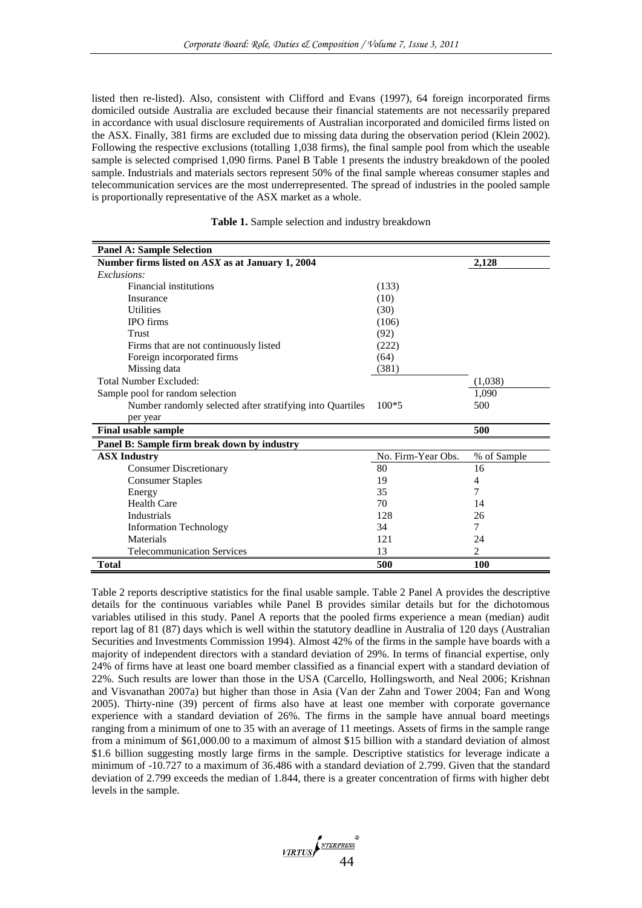listed then re-listed). Also, consistent with Clifford and Evans (1997), 64 foreign incorporated firms domiciled outside Australia are excluded because their financial statements are not necessarily prepared in accordance with usual disclosure requirements of Australian incorporated and domiciled firms listed on the ASX. Finally, 381 firms are excluded due to missing data during the observation period (Klein 2002). Following the respective exclusions (totalling 1,038 firms), the final sample pool from which the useable sample is selected comprised 1,090 firms. Panel B Table 1 presents the industry breakdown of the pooled sample. Industrials and materials sectors represent 50% of the final sample whereas consumer staples and telecommunication services are the most underrepresented. The spread of industries in the pooled sample is proportionally representative of the ASX market as a whole.

**Table 1.** Sample selection and industry breakdown

| **Panel A: Sample Selection** | | |
|---|---|---|
| **Number firms listed on *ASX* as at January 1, 2004** | | **2,128** |
| *Exclusions:* | | |
| Financial institutions | (133) | |
| Insurance | (10) | |
| Utilities | (30) | |
| IPO firms | (106) | |
| Trust | (92) | |
| Firms that are not continuously listed | (222) | |
| Foreign incorporated firms | (64) | |
| Missing data | (381) | |
| Total Number Excluded: | | (1,038) |
| Sample pool for random selection | | 1,090 |
| Number randomly selected after stratifying into Quartiles per year | 100*5 | 500 |
| **Final usable sample** | | **500** |
| **Panel B: Sample firm break down by industry** | | |
| **ASX Industry** | No. Firm-Year Obs. | % of Sample |
| Consumer Discretionary | 80 | 16 |
| Consumer Staples | 19 | 4 |
| Energy | 35 | 7 |
| Health Care | 70 | 14 |
| Industrials | 128 | 26 |
| Information Technology | 34 | 7 |
| Materials | 121 | 24 |
| Telecommunication Services | 13 | 2 |
| **Total** | **500** | **100** |

Table 2 reports descriptive statistics for the final usable sample. Table 2 Panel A provides the descriptive details for the continuous variables while Panel B provides similar details but for the dichotomous variables utilised in this study. Panel A reports that the pooled firms experience a mean (median) audit report lag of 81 (87) days which is well within the statutory deadline in Australia of 120 days (Australian Securities and Investments Commission 1994). Almost 42% of the firms in the sample have boards with a majority of independent directors with a standard deviation of 29%. In terms of financial expertise, only 24% of firms have at least one board member classified as a financial expert with a standard deviation of 22%. Such results are lower than those in the USA (Carcello, Hollingsworth, and Neal 2006; Krishnan and Visvanathan 2007a) but higher than those in Asia (Van der Zahn and Tower 2004; Fan and Wong 2005). Thirty-nine (39) percent of firms also have at least one member with corporate governance experience with a standard deviation of 26%. The firms in the sample have annual board meetings ranging from a minimum of one to 35 with an average of 11 meetings. Assets of firms in the sample range from a minimum of \$61,000.00 to a maximum of almost \$15 billion with a standard deviation of almost \$1.6 billion suggesting mostly large firms in the sample. Descriptive statistics for leverage indicate a minimum of -10.727 to a maximum of 36.486 with a standard deviation of 2.799. Given that the standard deviation of 2.799 exceeds the median of 1.844, there is a greater concentration of firms with higher debt levels in the sample.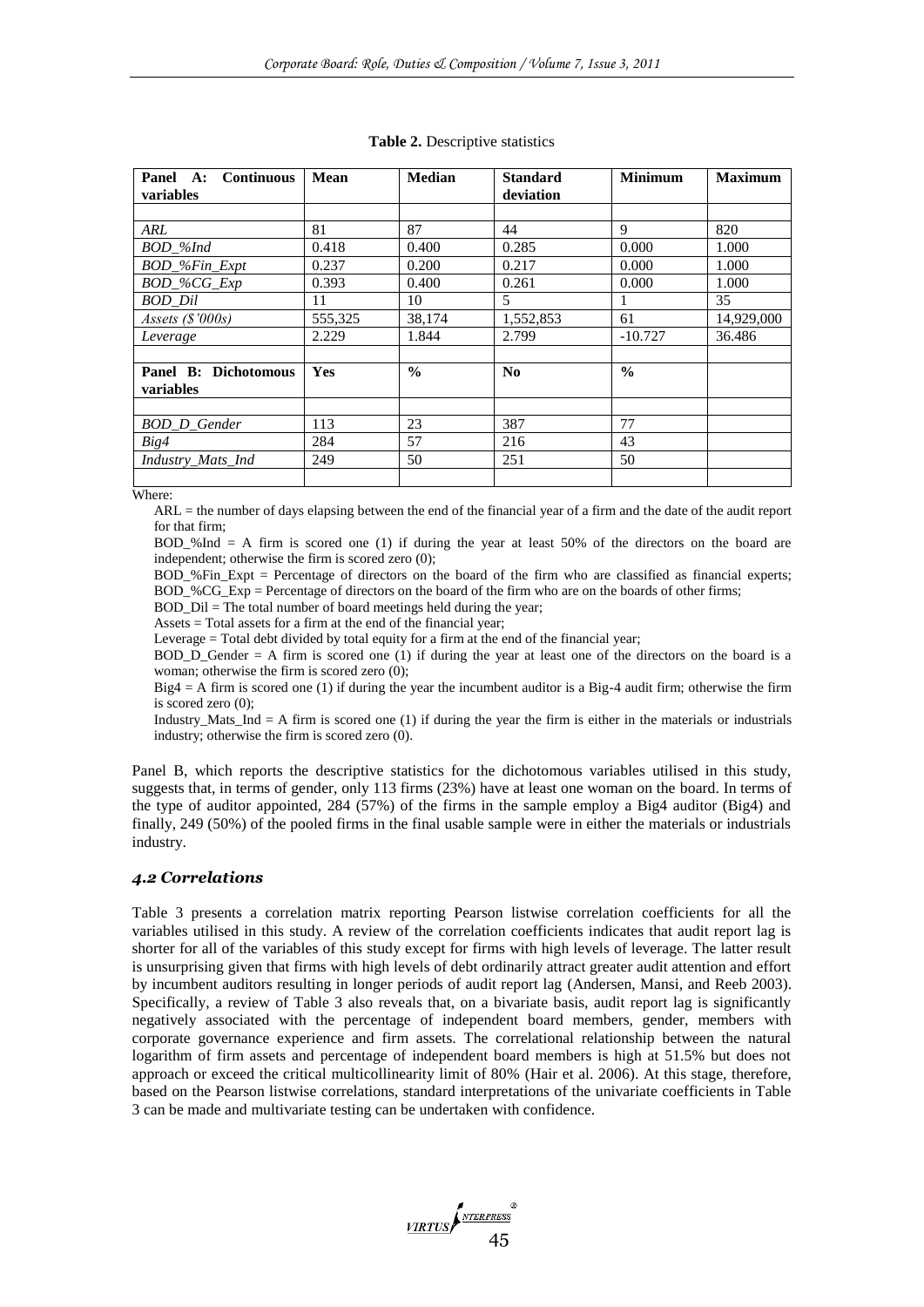**Table 2.** Descriptive statistics

| Panel A: Continuous variables | Mean | Median | Standard deviation | Minimum | Maximum |
|---|---|---|---|---|---|
| | | | | | |
| *ARL* | 81 | 87 | 44 | 9 | 820 |
| *BOD_%Ind* | 0.418 | 0.400 | 0.285 | 0.000 | 1.000 |
| *BOD_%Fin_Expt* | 0.237 | 0.200 | 0.217 | 0.000 | 1.000 |
| *BOD_%CG_Exp* | 0.393 | 0.400 | 0.261 | 0.000 | 1.000 |
| *BOD_Dil* | 11 | 10 | 5 | 1 | 35 |
| *Assets ($'000s)* | 555,325 | 38,174 | 1,552,853 | 61 | 14,929,000 |
| *Leverage* | 2.229 | 1.844 | 2.799 | -10.727 | 36.486 |
| | | | | | |
| **Panel B: Dichotomous variables** | **Yes** | **%** | **No** | **%** | |
| | | | | | |
| *BOD_D_Gender* | 113 | 23 | 387 | 77 | |
| *Big4* | 284 | 57 | 216 | 43 | |
| *Industry_Mats_Ind* | 249 | 50 | 251 | 50 | |

Where:

ARL = the number of days elapsing between the end of the financial year of a firm and the date of the audit report for that firm;

BOD_%Ind = A firm is scored one (1) if during the year at least 50% of the directors on the board are independent; otherwise the firm is scored zero (0);

BOD_%Fin_Expt = Percentage of directors on the board of the firm who are classified as financial experts;

BOD_%CG_Exp = Percentage of directors on the board of the firm who are on the boards of other firms;

BOD_Dil = The total number of board meetings held during the year;

Assets = Total assets for a firm at the end of the financial year;

Leverage = Total debt divided by total equity for a firm at the end of the financial year;

BOD_D_Gender = A firm is scored one (1) if during the year at least one of the directors on the board is a woman; otherwise the firm is scored zero (0);

Big4 = A firm is scored one (1) if during the year the incumbent auditor is a Big-4 audit firm; otherwise the firm is scored zero (0);

Industry_Mats_Ind = A firm is scored one (1) if during the year the firm is either in the materials or industrials industry; otherwise the firm is scored zero (0).

Panel B, which reports the descriptive statistics for the dichotomous variables utilised in this study, suggests that, in terms of gender, only 113 firms (23%) have at least one woman on the board. In terms of the type of auditor appointed, 284 (57%) of the firms in the sample employ a Big4 auditor (Big4) and finally, 249 (50%) of the pooled firms in the final usable sample were in either the materials or industrials industry.

### *4.2 Correlations*

Table 3 presents a correlation matrix reporting Pearson listwise correlation coefficients for all the variables utilised in this study. A review of the correlation coefficients indicates that audit report lag is shorter for all of the variables of this study except for firms with high levels of leverage. The latter result is unsurprising given that firms with high levels of debt ordinarily attract greater audit attention and effort by incumbent auditors resulting in longer periods of audit report lag (Andersen, Mansi, and Reeb 2003). Specifically, a review of Table 3 also reveals that, on a bivariate basis, audit report lag is significantly negatively associated with the percentage of independent board members, gender, members with corporate governance experience and firm assets. The correlational relationship between the natural logarithm of firm assets and percentage of independent board members is high at 51.5% but does not approach or exceed the critical multicollinearity limit of 80% (Hair et al. 2006). At this stage, therefore, based on the Pearson listwise correlations, standard interpretations of the univariate coefficients in Table 3 can be made and multivariate testing can be undertaken with confidence.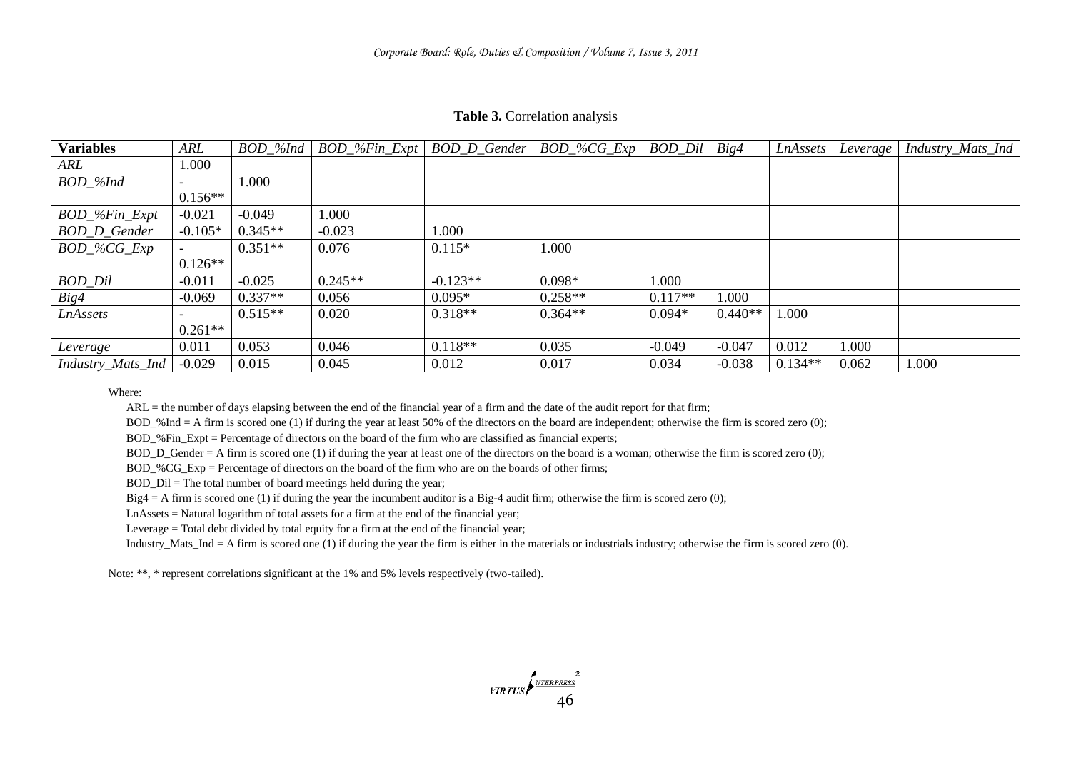**Table 3.** Correlation analysis

| **Variables** | *ARL* | *BOD_%Ind* | *BOD_%Fin_Expt* | *BOD_D_Gender* | *BOD_%CG_Exp* | *BOD_Dil* | *Big4* | *LnAssets* | *Leverage* | *Industry_Mats_Ind* |
|---|---|---|---|---|---|---|---|---|---|---|
| *ARL* | 1.000 | | | | | | | | | |
| *BOD_%Ind* | -0.156** | 1.000 | | | | | | | | |
| *BOD_%Fin_Expt* | -0.021 | -0.049 | 1.000 | | | | | | | |
| *BOD_D_Gender* | -0.105* | 0.345** | -0.023 | 1.000 | | | | | | |
| *BOD_%CG_Exp* | -0.126** | 0.351** | 0.076 | 0.115* | 1.000 | | | | | |
| *BOD_Dil* | -0.011 | -0.025 | 0.245** | -0.123** | 0.098* | 1.000 | | | | |
| *Big4* | -0.069 | 0.337** | 0.056 | 0.095* | 0.258** | 0.117** | 1.000 | | | |
| *LnAssets* | -0.261** | 0.515** | 0.020 | 0.318** | 0.364** | 0.094* | 0.440** | 1.000 | | |
| *Leverage* | 0.011 | 0.053 | 0.046 | 0.118** | 0.035 | -0.049 | -0.047 | 0.012 | 1.000 | |
| *Industry_Mats_Ind* | -0.029 | 0.015 | 0.045 | 0.012 | 0.017 | 0.034 | -0.038 | 0.134** | 0.062 | 1.000 |

Where:

ARL = the number of days elapsing between the end of the financial year of a firm and the date of the audit report for that firm;

BOD_%Ind = A firm is scored one (1) if during the year at least 50% of the directors on the board are independent; otherwise the firm is scored zero (0);

BOD_%Fin_Expt = Percentage of directors on the board of the firm who are classified as financial experts;

BOD_D_Gender = A firm is scored one (1) if during the year at least one of the directors on the board is a woman; otherwise the firm is scored zero (0);

BOD_%CG_Exp = Percentage of directors on the board of the firm who are on the boards of other firms;

BOD_Dil = The total number of board meetings held during the year;

Big4 = A firm is scored one (1) if during the year the incumbent auditor is a Big-4 audit firm; otherwise the firm is scored zero (0);

LnAssets = Natural logarithm of total assets for a firm at the end of the financial year;

Leverage = Total debt divided by total equity for a firm at the end of the financial year;

Industry_Mats_Ind = A firm is scored one (1) if during the year the firm is either in the materials or industrials industry; otherwise the firm is scored zero (0).

Note: **, * represent correlations significant at the 1% and 5% levels respectively (two-tailed).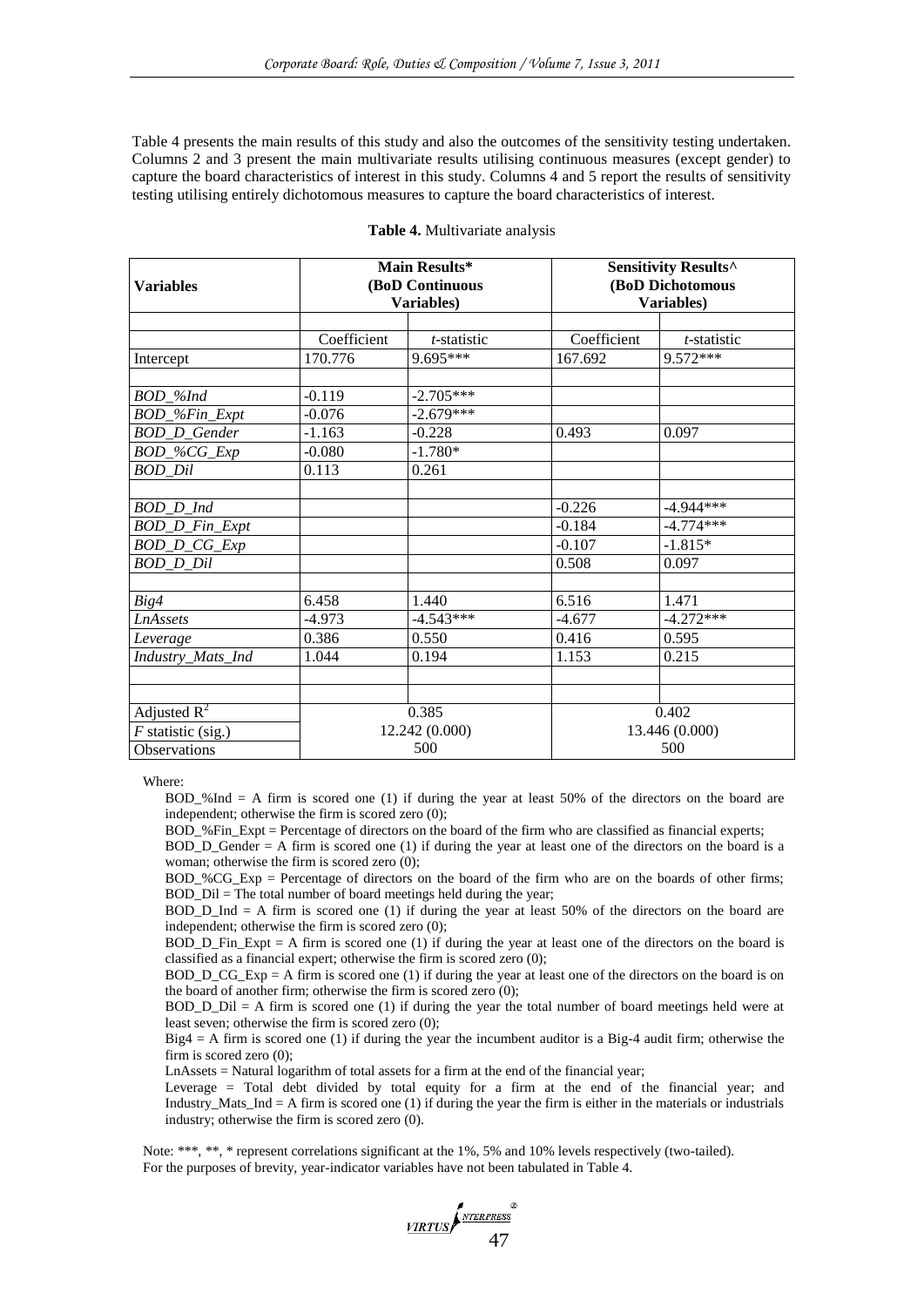Table 4 presents the main results of this study and also the outcomes of the sensitivity testing undertaken. Columns 2 and 3 present the main multivariate results utilising continuous measures (except gender) to capture the board characteristics of interest in this study. Columns 4 and 5 report the results of sensitivity testing utilising entirely dichotomous measures to capture the board characteristics of interest.

**Table 4.** Multivariate analysis

| **Variables** | **Main Results* (BoD Continuous Variables)** | | **Sensitivity Results^ (BoD Dichotomous Variables)** | |
|---|---|---|---|---|
| | | | | |
| | Coefficient | *t*-statistic | Coefficient | *t*-statistic |
| Intercept | 170.776 | 9.695*** | 167.692 | 9.572*** |
| | | | | |
| *BOD_%Ind* | -0.119 | -2.705*** | | |
| *BOD_%Fin_Expt* | -0.076 | -2.679*** | | |
| *BOD_D_Gender* | -1.163 | -0.228 | 0.493 | 0.097 |
| *BOD_%CG_Exp* | -0.080 | -1.780* | | |
| *BOD_Dil* | 0.113 | 0.261 | | |
| | | | | |
| *BOD_D_Ind* | | | -0.226 | -4.944*** |
| *BOD_D_Fin_Expt* | | | -0.184 | -4.774*** |
| *BOD_D_CG_Exp* | | | -0.107 | -1.815* |
| *BOD_D_Dil* | | | 0.508 | 0.097 |
| | | | | |
| *Big4* | 6.458 | 1.440 | 6.516 | 1.471 |
| *LnAssets* | -4.973 | -4.543*** | -4.677 | -4.272*** |
| *Leverage* | 0.386 | 0.550 | 0.416 | 0.595 |
| *Industry_Mats_Ind* | 1.044 | 0.194 | 1.153 | 0.215 |
| | | | | |
| | | | | |
| Adjusted $R^2$ | 0.385 | | 0.402 | |
| *F* statistic (sig.) | 12.242 (0.000) | | 13.446 (0.000) | |
| Observations | 500 | | 500 | |

Where:

BOD_%Ind = A firm is scored one (1) if during the year at least 50% of the directors on the board are independent; otherwise the firm is scored zero (0);

BOD_%Fin_Expt = Percentage of directors on the board of the firm who are classified as financial experts;

BOD_D_Gender = A firm is scored one (1) if during the year at least one of the directors on the board is a woman; otherwise the firm is scored zero (0);

BOD_%CG_Exp = Percentage of directors on the board of the firm who are on the boards of other firms;

BOD_Dil = The total number of board meetings held during the year;

BOD_D_Ind = A firm is scored one (1) if during the year at least 50% of the directors on the board are independent; otherwise the firm is scored zero (0);

BOD_D_Fin_Expt = A firm is scored one (1) if during the year at least one of the directors on the board is classified as a financial expert; otherwise the firm is scored zero (0);

BOD_D_CG_Exp = A firm is scored one (1) if during the year at least one of the directors on the board is on the board of another firm; otherwise the firm is scored zero (0);

BOD_D_Dil = A firm is scored one (1) if during the year the total number of board meetings held were at least seven; otherwise the firm is scored zero (0);

Big4 = A firm is scored one (1) if during the year the incumbent auditor is a Big-4 audit firm; otherwise the firm is scored zero (0);

LnAssets = Natural logarithm of total assets for a firm at the end of the financial year;

Leverage = Total debt divided by total equity for a firm at the end of the financial year; and Industry_Mats_Ind = A firm is scored one (1) if during the year the firm is either in the materials or industrials industry; otherwise the firm is scored zero (0).

Note: ***, **, * represent correlations significant at the 1%, 5% and 10% levels respectively (two-tailed).
For the purposes of brevity, year-indicator variables have not been tabulated in Table 4.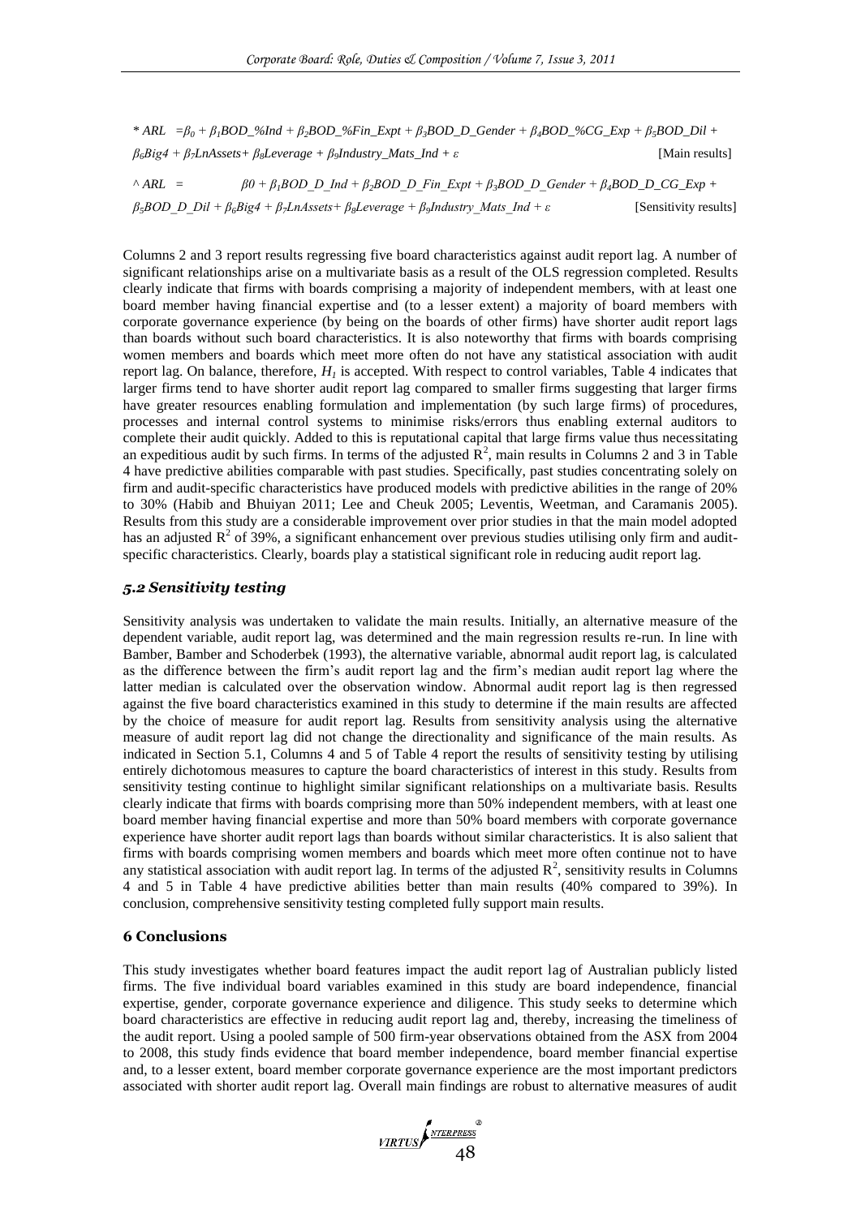$* ARL = \beta_0 + \beta_1 BOD\_\%Ind + \beta_2 BOD\_\%Fin\_Expt + \beta_3 BOD\_D\_Gender + \beta_4 BOD\_\%CG\_Exp + \beta_5 BOD\_Dil + \beta_6 Big4 + \beta_7 LnAssets + \beta_8 Leverage + \beta_9 Industry\_Mats\_Ind + \varepsilon$ [Main results]

$\wedge ARL = \beta 0 + \beta_1 BOD\_D\_Ind + \beta_2 BOD\_D\_Fin\_Expt + \beta_3 BOD\_D\_Gender + \beta_4 BOD\_D\_CG\_Exp + \beta_5 BOD\_D\_Dil + \beta_6 Big4 + \beta_7 LnAssets + \beta_8 Leverage + \beta_9 Industry\_Mats\_Ind + \varepsilon$ [Sensitivity results]

Columns 2 and 3 report results regressing five board characteristics against audit report lag. A number of significant relationships arise on a multivariate basis as a result of the OLS regression completed. Results clearly indicate that firms with boards comprising a majority of independent members, with at least one board member having financial expertise and (to a lesser extent) a majority of board members with corporate governance experience (by being on the boards of other firms) have shorter audit report lags than boards without such board characteristics. It is also noteworthy that firms with boards comprising women members and boards which meet more often do not have any statistical association with audit report lag. On balance, therefore, $H_1$ is accepted. With respect to control variables, Table 4 indicates that larger firms tend to have shorter audit report lag compared to smaller firms suggesting that larger firms have greater resources enabling formulation and implementation (by such large firms) of procedures, processes and internal control systems to minimise risks/errors thus enabling external auditors to complete their audit quickly. Added to this is reputational capital that large firms value thus necessitating an expeditious audit by such firms. In terms of the adjusted $R^2$, main results in Columns 2 and 3 in Table 4 have predictive abilities comparable with past studies. Specifically, past studies concentrating solely on firm and audit-specific characteristics have produced models with predictive abilities in the range of 20% to 30% (Habib and Bhuiyan 2011; Lee and Cheuk 2005; Leventis, Weetman, and Caramanis 2005). Results from this study are a considerable improvement over prior studies in that the main model adopted has an adjusted $R^2$ of 39%, a significant enhancement over previous studies utilising only firm and audit-specific characteristics. Clearly, boards play a statistical significant role in reducing audit report lag.

### *5.2 Sensitivity testing*

Sensitivity analysis was undertaken to validate the main results. Initially, an alternative measure of the dependent variable, audit report lag, was determined and the main regression results re-run. In line with Bamber, Bamber and Schoderbek (1993), the alternative variable, abnormal audit report lag, is calculated as the difference between the firm's audit report lag and the firm's median audit report lag where the latter median is calculated over the observation window. Abnormal audit report lag is then regressed against the five board characteristics examined in this study to determine if the main results are affected by the choice of measure for audit report lag. Results from sensitivity analysis using the alternative measure of audit report lag did not change the directionality and significance of the main results. As indicated in Section 5.1, Columns 4 and 5 of Table 4 report the results of sensitivity testing by utilising entirely dichotomous measures to capture the board characteristics of interest in this study. Results from sensitivity testing continue to highlight similar significant relationships on a multivariate basis. Results clearly indicate that firms with boards comprising more than 50% independent members, with at least one board member having financial expertise and more than 50% board members with corporate governance experience have shorter audit report lags than boards without similar characteristics. It is also salient that firms with boards comprising women members and boards which meet more often continue not to have any statistical association with audit report lag. In terms of the adjusted $R^2$, sensitivity results in Columns 4 and 5 in Table 4 have predictive abilities better than main results (40% compared to 39%). In conclusion, comprehensive sensitivity testing completed fully support main results.

## 6 Conclusions

This study investigates whether board features impact the audit report lag of Australian publicly listed firms. The five individual board variables examined in this study are board independence, financial expertise, gender, corporate governance experience and diligence. This study seeks to determine which board characteristics are effective in reducing audit report lag and, thereby, increasing the timeliness of the audit report. Using a pooled sample of 500 firm-year observations obtained from the ASX from 2004 to 2008, this study finds evidence that board member independence, board member financial expertise and, to a lesser extent, board member corporate governance experience are the most important predictors associated with shorter audit report lag. Overall main findings are robust to alternative measures of audit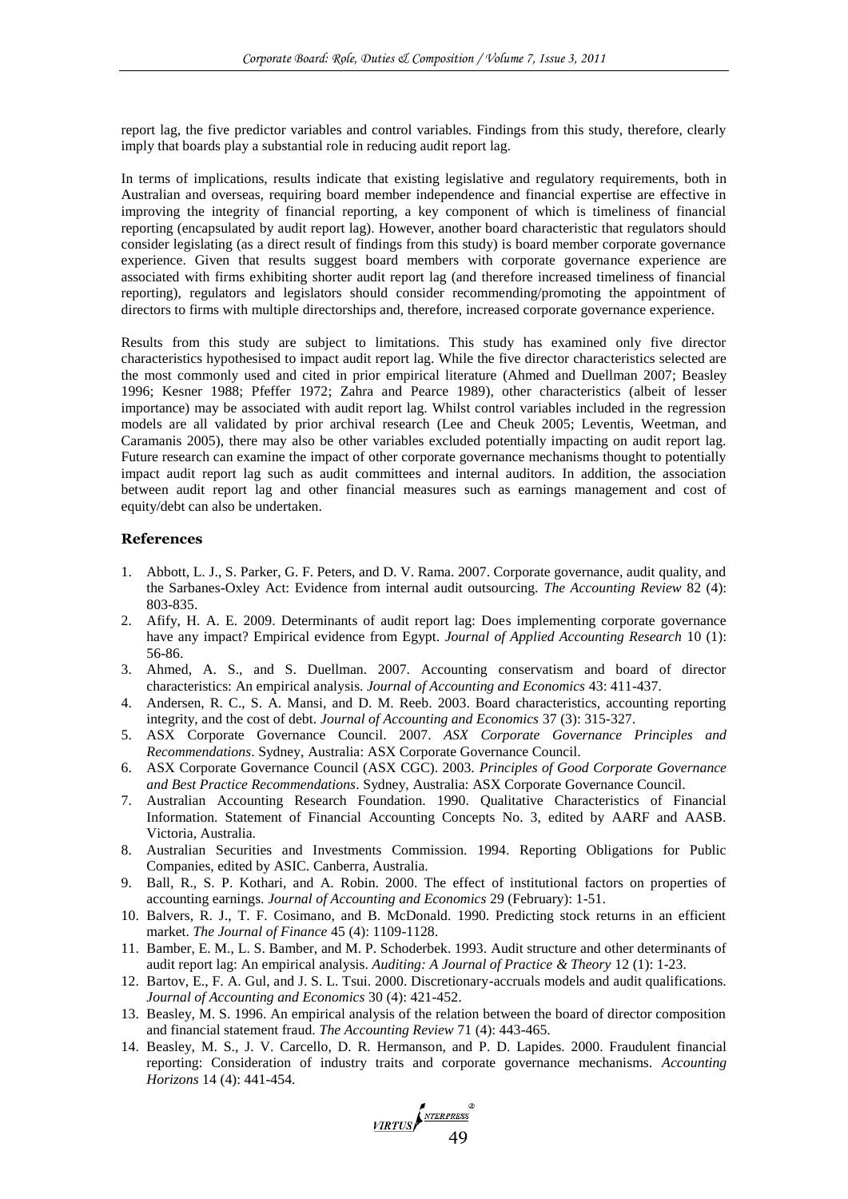report lag, the five predictor variables and control variables. Findings from this study, therefore, clearly imply that boards play a substantial role in reducing audit report lag.

In terms of implications, results indicate that existing legislative and regulatory requirements, both in Australian and overseas, requiring board member independence and financial expertise are effective in improving the integrity of financial reporting, a key component of which is timeliness of financial reporting (encapsulated by audit report lag). However, another board characteristic that regulators should consider legislating (as a direct result of findings from this study) is board member corporate governance experience. Given that results suggest board members with corporate governance experience are associated with firms exhibiting shorter audit report lag (and therefore increased timeliness of financial reporting), regulators and legislators should consider recommending/promoting the appointment of directors to firms with multiple directorships and, therefore, increased corporate governance experience.

Results from this study are subject to limitations. This study has examined only five director characteristics hypothesised to impact audit report lag. While the five director characteristics selected are the most commonly used and cited in prior empirical literature (Ahmed and Duellman 2007; Beasley 1996; Kesner 1988; Pfeffer 1972; Zahra and Pearce 1989), other characteristics (albeit of lesser importance) may be associated with audit report lag. Whilst control variables included in the regression models are all validated by prior archival research (Lee and Cheuk 2005; Leventis, Weetman, and Caramanis 2005), there may also be other variables excluded potentially impacting on audit report lag. Future research can examine the impact of other corporate governance mechanisms thought to potentially impact audit report lag such as audit committees and internal auditors. In addition, the association between audit report lag and other financial measures such as earnings management and cost of equity/debt can also be undertaken.

## References

1. Abbott, L. J., S. Parker, G. F. Peters, and D. V. Rama. 2007. Corporate governance, audit quality, and the Sarbanes-Oxley Act: Evidence from internal audit outsourcing. *The Accounting Review* 82 (4): 803-835.
2. Afify, H. A. E. 2009. Determinants of audit report lag: Does implementing corporate governance have any impact? Empirical evidence from Egypt. *Journal of Applied Accounting Research* 10 (1): 56-86.
3. Ahmed, A. S., and S. Duellman. 2007. Accounting conservatism and board of director characteristics: An empirical analysis. *Journal of Accounting and Economics* 43: 411-437.
4. Andersen, R. C., S. A. Mansi, and D. M. Reeb. 2003. Board characteristics, accounting reporting integrity, and the cost of debt. *Journal of Accounting and Economics* 37 (3): 315-327.
5. ASX Corporate Governance Council. 2007. *ASX Corporate Governance Principles and Recommendations*. Sydney, Australia: ASX Corporate Governance Council.
6. ASX Corporate Governance Council (ASX CGC). 2003. *Principles of Good Corporate Governance and Best Practice Recommendations*. Sydney, Australia: ASX Corporate Governance Council.
7. Australian Accounting Research Foundation. 1990. Qualitative Characteristics of Financial Information. Statement of Financial Accounting Concepts No. 3, edited by AARF and AASB. Victoria, Australia.
8. Australian Securities and Investments Commission. 1994. Reporting Obligations for Public Companies, edited by ASIC. Canberra, Australia.
9. Ball, R., S. P. Kothari, and A. Robin. 2000. The effect of institutional factors on properties of accounting earnings. *Journal of Accounting and Economics* 29 (February): 1-51.
10. Balvers, R. J., T. F. Cosimano, and B. McDonald. 1990. Predicting stock returns in an efficient market. *The Journal of Finance* 45 (4): 1109-1128.
11. Bamber, E. M., L. S. Bamber, and M. P. Schoderbek. 1993. Audit structure and other determinants of audit report lag: An empirical analysis. *Auditing: A Journal of Practice & Theory* 12 (1): 1-23.
12. Bartov, E., F. A. Gul, and J. S. L. Tsui. 2000. Discretionary-accruals models and audit qualifications. *Journal of Accounting and Economics* 30 (4): 421-452.
13. Beasley, M. S. 1996. An empirical analysis of the relation between the board of director composition and financial statement fraud. *The Accounting Review* 71 (4): 443-465.
14. Beasley, M. S., J. V. Carcello, D. R. Hermanson, and P. D. Lapides. 2000. Fraudulent financial reporting: Consideration of industry traits and corporate governance mechanisms. *Accounting Horizons* 14 (4): 441-454.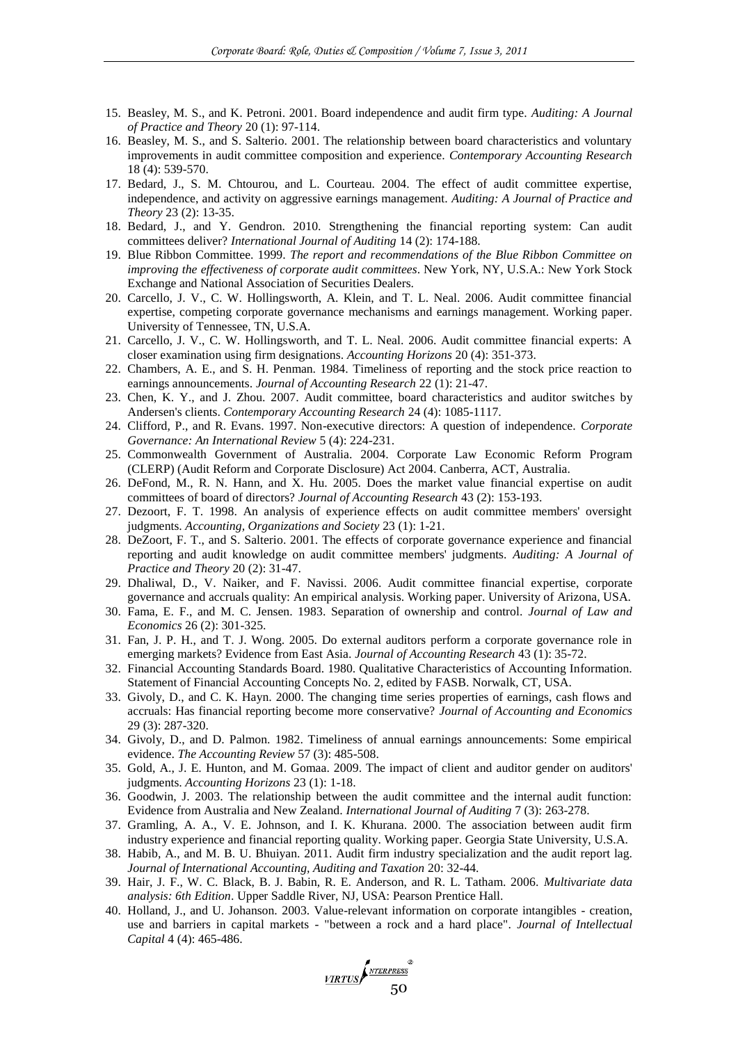15. Beasley, M. S., and K. Petroni. 2001. Board independence and audit firm type. *Auditing: A Journal of Practice and Theory* 20 (1): 97-114.
16. Beasley, M. S., and S. Salterio. 2001. The relationship between board characteristics and voluntary improvements in audit committee composition and experience. *Contemporary Accounting Research* 18 (4): 539-570.
17. Bedard, J., S. M. Chtourou, and L. Courteau. 2004. The effect of audit committee expertise, independence, and activity on aggressive earnings management. *Auditing: A Journal of Practice and Theory* 23 (2): 13-35.
18. Bedard, J., and Y. Gendron. 2010. Strengthening the financial reporting system: Can audit committees deliver? *International Journal of Auditing* 14 (2): 174-188.
19. Blue Ribbon Committee. 1999. *The report and recommendations of the Blue Ribbon Committee on improving the effectiveness of corporate audit committees*. New York, NY, U.S.A.: New York Stock Exchange and National Association of Securities Dealers.
20. Carcello, J. V., C. W. Hollingsworth, A. Klein, and T. L. Neal. 2006. Audit committee financial expertise, competing corporate governance mechanisms and earnings management. Working paper. University of Tennessee, TN, U.S.A.
21. Carcello, J. V., C. W. Hollingsworth, and T. L. Neal. 2006. Audit committee financial experts: A closer examination using firm designations. *Accounting Horizons* 20 (4): 351-373.
22. Chambers, A. E., and S. H. Penman. 1984. Timeliness of reporting and the stock price reaction to earnings announcements. *Journal of Accounting Research* 22 (1): 21-47.
23. Chen, K. Y., and J. Zhou. 2007. Audit committee, board characteristics and auditor switches by Andersen's clients. *Contemporary Accounting Research* 24 (4): 1085-1117.
24. Clifford, P., and R. Evans. 1997. Non-executive directors: A question of independence. *Corporate Governance: An International Review* 5 (4): 224-231.
25. Commonwealth Government of Australia. 2004. Corporate Law Economic Reform Program (CLERP) (Audit Reform and Corporate Disclosure) Act 2004. Canberra, ACT, Australia.
26. DeFond, M., R. N. Hann, and X. Hu. 2005. Does the market value financial expertise on audit committees of board of directors? *Journal of Accounting Research* 43 (2): 153-193.
27. Dezoort, F. T. 1998. An analysis of experience effects on audit committee members' oversight judgments. *Accounting, Organizations and Society* 23 (1): 1-21.
28. DeZoort, F. T., and S. Salterio. 2001. The effects of corporate governance experience and financial reporting and audit knowledge on audit committee members' judgments. *Auditing: A Journal of Practice and Theory* 20 (2): 31-47.
29. Dhaliwal, D., V. Naiker, and F. Navissi. 2006. Audit committee financial expertise, corporate governance and accruals quality: An empirical analysis. Working paper. University of Arizona, USA.
30. Fama, E. F., and M. C. Jensen. 1983. Separation of ownership and control. *Journal of Law and Economics* 26 (2): 301-325.
31. Fan, J. P. H., and T. J. Wong. 2005. Do external auditors perform a corporate governance role in emerging markets? Evidence from East Asia. *Journal of Accounting Research* 43 (1): 35-72.
32. Financial Accounting Standards Board. 1980. Qualitative Characteristics of Accounting Information. Statement of Financial Accounting Concepts No. 2, edited by FASB. Norwalk, CT, USA.
33. Givoly, D., and C. K. Hayn. 2000. The changing time series properties of earnings, cash flows and accruals: Has financial reporting become more conservative? *Journal of Accounting and Economics* 29 (3): 287-320.
34. Givoly, D., and D. Palmon. 1982. Timeliness of annual earnings announcements: Some empirical evidence. *The Accounting Review* 57 (3): 485-508.
35. Gold, A., J. E. Hunton, and M. Gomaa. 2009. The impact of client and auditor gender on auditors' judgments. *Accounting Horizons* 23 (1): 1-18.
36. Goodwin, J. 2003. The relationship between the audit committee and the internal audit function: Evidence from Australia and New Zealand. *International Journal of Auditing* 7 (3): 263-278.
37. Gramling, A. A., V. E. Johnson, and I. K. Khurana. 2000. The association between audit firm industry experience and financial reporting quality. Working paper. Georgia State University, U.S.A.
38. Habib, A., and M. B. U. Bhuiyan. 2011. Audit firm industry specialization and the audit report lag. *Journal of International Accounting, Auditing and Taxation* 20: 32-44.
39. Hair, J. F., W. C. Black, B. J. Babin, R. E. Anderson, and R. L. Tatham. 2006. *Multivariate data analysis: 6th Edition*. Upper Saddle River, NJ, USA: Pearson Prentice Hall.
40. Holland, J., and U. Johanson. 2003. Value-relevant information on corporate intangibles - creation, use and barriers in capital markets - "between a rock and a hard place". *Journal of Intellectual Capital* 4 (4): 465-486.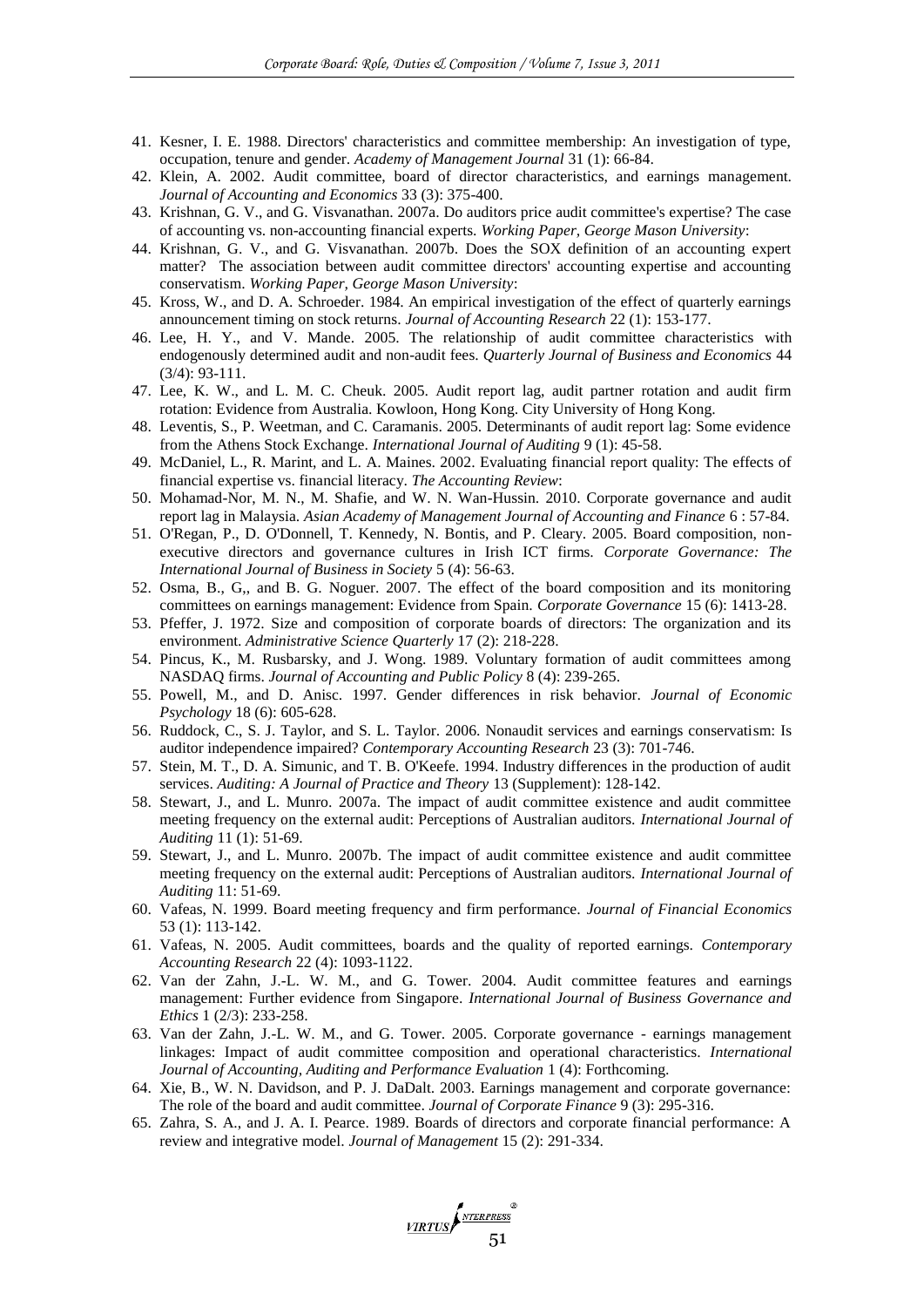41. Kesner, I. E. 1988. Directors' characteristics and committee membership: An investigation of type, occupation, tenure and gender. *Academy of Management Journal* 31 (1): 66-84.
42. Klein, A. 2002. Audit committee, board of director characteristics, and earnings management. *Journal of Accounting and Economics* 33 (3): 375-400.
43. Krishnan, G. V., and G. Visvanathan. 2007a. Do auditors price audit committee's expertise? The case of accounting vs. non-accounting financial experts. *Working Paper, George Mason University*:
44. Krishnan, G. V., and G. Visvanathan. 2007b. Does the SOX definition of an accounting expert matter? The association between audit committee directors' accounting expertise and accounting conservatism. *Working Paper, George Mason University*:
45. Kross, W., and D. A. Schroeder. 1984. An empirical investigation of the effect of quarterly earnings announcement timing on stock returns. *Journal of Accounting Research* 22 (1): 153-177.
46. Lee, H. Y., and V. Mande. 2005. The relationship of audit committee characteristics with endogenously determined audit and non-audit fees. *Quarterly Journal of Business and Economics* 44 (3/4): 93-111.
47. Lee, K. W., and L. M. C. Cheuk. 2005. Audit report lag, audit partner rotation and audit firm rotation: Evidence from Australia. Kowloon, Hong Kong. City University of Hong Kong.
48. Leventis, S., P. Weetman, and C. Caramanis. 2005. Determinants of audit report lag: Some evidence from the Athens Stock Exchange. *International Journal of Auditing* 9 (1): 45-58.
49. McDaniel, L., R. Marint, and L. A. Maines. 2002. Evaluating financial report quality: The effects of financial expertise vs. financial literacy. *The Accounting Review*:
50. Mohamad-Nor, M. N., M. Shafie, and W. N. Wan-Hussin. 2010. Corporate governance and audit report lag in Malaysia. *Asian Academy of Management Journal of Accounting and Finance* 6 : 57-84.
51. O'Regan, P., D. O'Donnell, T. Kennedy, N. Bontis, and P. Cleary. 2005. Board composition, non-executive directors and governance cultures in Irish ICT firms. *Corporate Governance: The International Journal of Business in Society* 5 (4): 56-63.
52. Osma, B., G,, and B. G. Noguer. 2007. The effect of the board composition and its monitoring committees on earnings management: Evidence from Spain. *Corporate Governance* 15 (6): 1413-28.
53. Pfeffer, J. 1972. Size and composition of corporate boards of directors: The organization and its environment. *Administrative Science Quarterly* 17 (2): 218-228.
54. Pincus, K., M. Rusbarsky, and J. Wong. 1989. Voluntary formation of audit committees among NASDAQ firms. *Journal of Accounting and Public Policy* 8 (4): 239-265.
55. Powell, M., and D. Anisc. 1997. Gender differences in risk behavior. *Journal of Economic Psychology* 18 (6): 605-628.
56. Ruddock, C., S. J. Taylor, and S. L. Taylor. 2006. Nonaudit services and earnings conservatism: Is auditor independence impaired? *Contemporary Accounting Research* 23 (3): 701-746.
57. Stein, M. T., D. A. Simunic, and T. B. O'Keefe. 1994. Industry differences in the production of audit services. *Auditing: A Journal of Practice and Theory* 13 (Supplement): 128-142.
58. Stewart, J., and L. Munro. 2007a. The impact of audit committee existence and audit committee meeting frequency on the external audit: Perceptions of Australian auditors. *International Journal of Auditing* 11 (1): 51-69.
59. Stewart, J., and L. Munro. 2007b. The impact of audit committee existence and audit committee meeting frequency on the external audit: Perceptions of Australian auditors. *International Journal of Auditing* 11: 51-69.
60. Vafeas, N. 1999. Board meeting frequency and firm performance. *Journal of Financial Economics* 53 (1): 113-142.
61. Vafeas, N. 2005. Audit committees, boards and the quality of reported earnings. *Contemporary Accounting Research* 22 (4): 1093-1122.
62. Van der Zahn, J.-L. W. M., and G. Tower. 2004. Audit committee features and earnings management: Further evidence from Singapore. *International Journal of Business Governance and Ethics* 1 (2/3): 233-258.
63. Van der Zahn, J.-L. W. M., and G. Tower. 2005. Corporate governance - earnings management linkages: Impact of audit committee composition and operational characteristics. *International Journal of Accounting, Auditing and Performance Evaluation* 1 (4): Forthcoming.
64. Xie, B., W. N. Davidson, and P. J. DaDalt. 2003. Earnings management and corporate governance: The role of the board and audit committee. *Journal of Corporate Finance* 9 (3): 295-316.
65. Zahra, S. A., and J. A. I. Pearce. 1989. Boards of directors and corporate financial performance: A review and integrative model. *Journal of Management* 15 (2): 291-334.